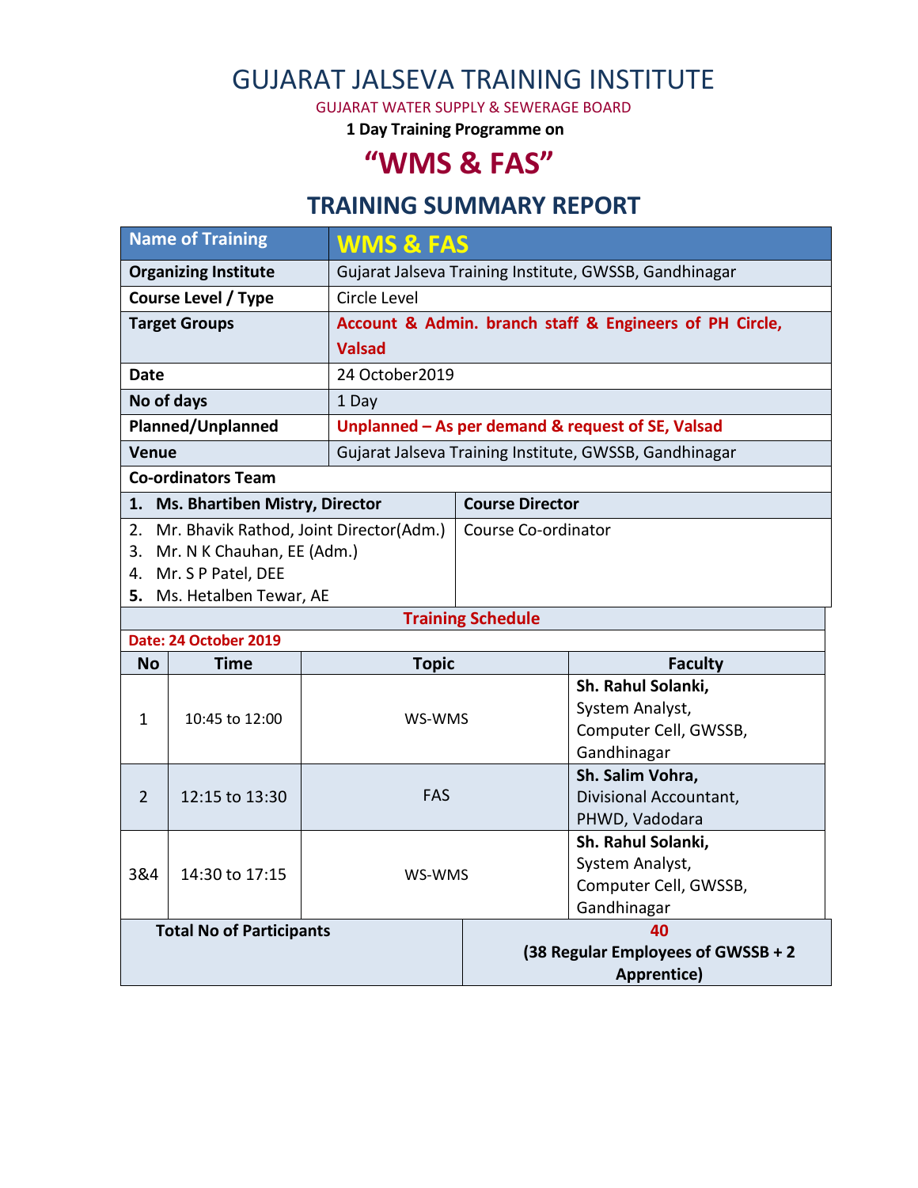# GUJARAT JALSEVA TRAINING INSTITUTE

GUJARAT WATER SUPPLY & SEWERAGE BOARD

**1 Day Training Programme on**

# "WMS & FAS"

## TRAINING SUMMARY REPORT

| **Name of Training** | **WMS & FAS** |
|---|---|
| **Organizing Institute** | Gujarat Jalseva Training Institute, GWSSB, Gandhinagar |
| **Course Level / Type** | Circle Level |
| **Target Groups** | **Account & Admin. branch staff & Engineers of PH Circle, Valsad** |
| **Date** | 24 October2019 |
| **No of days** | 1 Day |
| **Planned/Unplanned** | **Unplanned – As per demand & request of SE, Valsad** |
| **Venue** | Gujarat Jalseva Training Institute, GWSSB, Gandhinagar |

**Co-ordinators Team**

| | |
|---|---|
| **1. Ms. Bhartiben Mistry, Director** | **Course Director** |
| 2. Mr. Bhavik Rathod, Joint Director(Adm.)<br>3. Mr. N K Chauhan, EE (Adm.)<br>4. Mr. S P Patel, DEE<br>**5.** Ms. Hetalben Tewar, AE | Course Co-ordinator |

**Training Schedule**

**Date: 24 October 2019**

| No | Time | Topic | Faculty |
|---|---|---|---|
| 1 | 10:45 to 12:00 | WS-WMS | **Sh. Rahul Solanki,** System Analyst, Computer Cell, GWSSB, Gandhinagar |
| 2 | 12:15 to 13:30 | FAS | **Sh. Salim Vohra,** Divisional Accountant, PHWD, Vadodara |
| 3&4 | 14:30 to 17:15 | WS-WMS | **Sh. Rahul Solanki,** System Analyst, Computer Cell, GWSSB, Gandhinagar |

| **Total No of Participants** | **40**<br>**(38 Regular Employees of GWSSB + 2 Apprentice)** |
|---|---|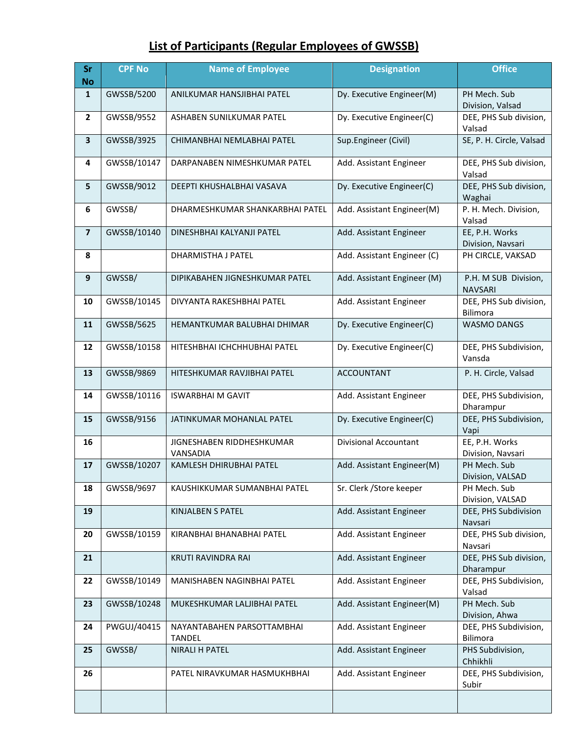# List of Participants (Regular Employees of GWSSB)

| Sr No | CPF No | Name of Employee | Designation | Office |
|---|---|---|---|---|
| 1 | GWSSB/5200 | ANILKUMAR HANSJIBHAI PATEL | Dy. Executive Engineer(M) | PH Mech. Sub Division, Valsad |
| 2 | GWSSB/9552 | ASHABEN SUNILKUMAR PATEL | Dy. Executive Engineer(C) | DEE, PHS Sub division, Valsad |
| 3 | GWSSB/3925 | CHIMANBHAI NEMLABHAI PATEL | Sup.Engineer (Civil) | SE, P. H. Circle, Valsad |
| 4 | GWSSB/10147 | DARPANABEN NIMESHKUMAR PATEL | Add. Assistant Engineer | DEE, PHS Sub division, Valsad |
| 5 | GWSSB/9012 | DEEPTI KHUSHALBHAI VASAVA | Dy. Executive Engineer(C) | DEE, PHS Sub division, Waghai |
| 6 | GWSSB/ | DHARMESHKUMAR SHANKARBHAI PATEL | Add. Assistant Engineer(M) | P. H. Mech. Division, Valsad |
| 7 | GWSSB/10140 | DINESHBHAI KALYANJI PATEL | Add. Assistant Engineer | EE, P.H. Works Division, Navsari |
| 8 | | DHARMISTHA J PATEL | Add. Assistant Engineer (C) | PH CIRCLE, VAKSAD |
| 9 | GWSSB/ | DIPIKABAHEN JIGNESHKUMAR PATEL | Add. Assistant Engineer (M) | P.H. M SUB Division, NAVSARI |
| 10 | GWSSB/10145 | DIVYANTA RAKESHBHAI PATEL | Add. Assistant Engineer | DEE, PHS Sub division, Bilimora |
| 11 | GWSSB/5625 | HEMANTKUMAR BALUBHAI DHIMAR | Dy. Executive Engineer(C) | WASMO DANGS |
| 12 | GWSSB/10158 | HITESHBHAI ICHCHHUBHAI PATEL | Dy. Executive Engineer(C) | DEE, PHS Subdivision, Vansda |
| 13 | GWSSB/9869 | HITESHKUMAR RAVJIBHAI PATEL | ACCOUNTANT | P. H. Circle, Valsad |
| 14 | GWSSB/10116 | ISWARBHAI M GAVIT | Add. Assistant Engineer | DEE, PHS Subdivision, Dharampur |
| 15 | GWSSB/9156 | JATINKUMAR MOHANLAL PATEL | Dy. Executive Engineer(C) | DEE, PHS Subdivision, Vapi |
| 16 | | JIGNESHABEN RIDDHESHKUMAR VANSADIA | Divisional Accountant | EE, P.H. Works Division, Navsari |
| 17 | GWSSB/10207 | KAMLESH DHIRUBHAI PATEL | Add. Assistant Engineer(M) | PH Mech. Sub Division, VALSAD |
| 18 | GWSSB/9697 | KAUSHIKKUMAR SUMANBHAI PATEL | Sr. Clerk /Store keeper | PH Mech. Sub Division, VALSAD |
| 19 | | KINJALBEN S PATEL | Add. Assistant Engineer | DEE, PHS Subdivision Navsari |
| 20 | GWSSB/10159 | KIRANBHAI BHANABHAI PATEL | Add. Assistant Engineer | DEE, PHS Sub division, Navsari |
| 21 | | KRUTI RAVINDRA RAI | Add. Assistant Engineer | DEE, PHS Sub division, Dharampur |
| 22 | GWSSB/10149 | MANISHABEN NAGINBHAI PATEL | Add. Assistant Engineer | DEE, PHS Subdivision, Valsad |
| 23 | GWSSB/10248 | MUKESHKUMAR LALJIBHAI PATEL | Add. Assistant Engineer(M) | PH Mech. Sub Division, Ahwa |
| 24 | PWGUJ/40415 | NAYANTABAHEN PARSOTTAMBHAI TANDEL | Add. Assistant Engineer | DEE, PHS Subdivision, Bilimora |
| 25 | GWSSB/ | NIRALI H PATEL | Add. Assistant Engineer | PHS Subdivision, Chhikhli |
| 26 | | PATEL NIRAVKUMAR HASMUKHBHAI | Add. Assistant Engineer | DEE, PHS Subdivision, Subir |
| | | | | |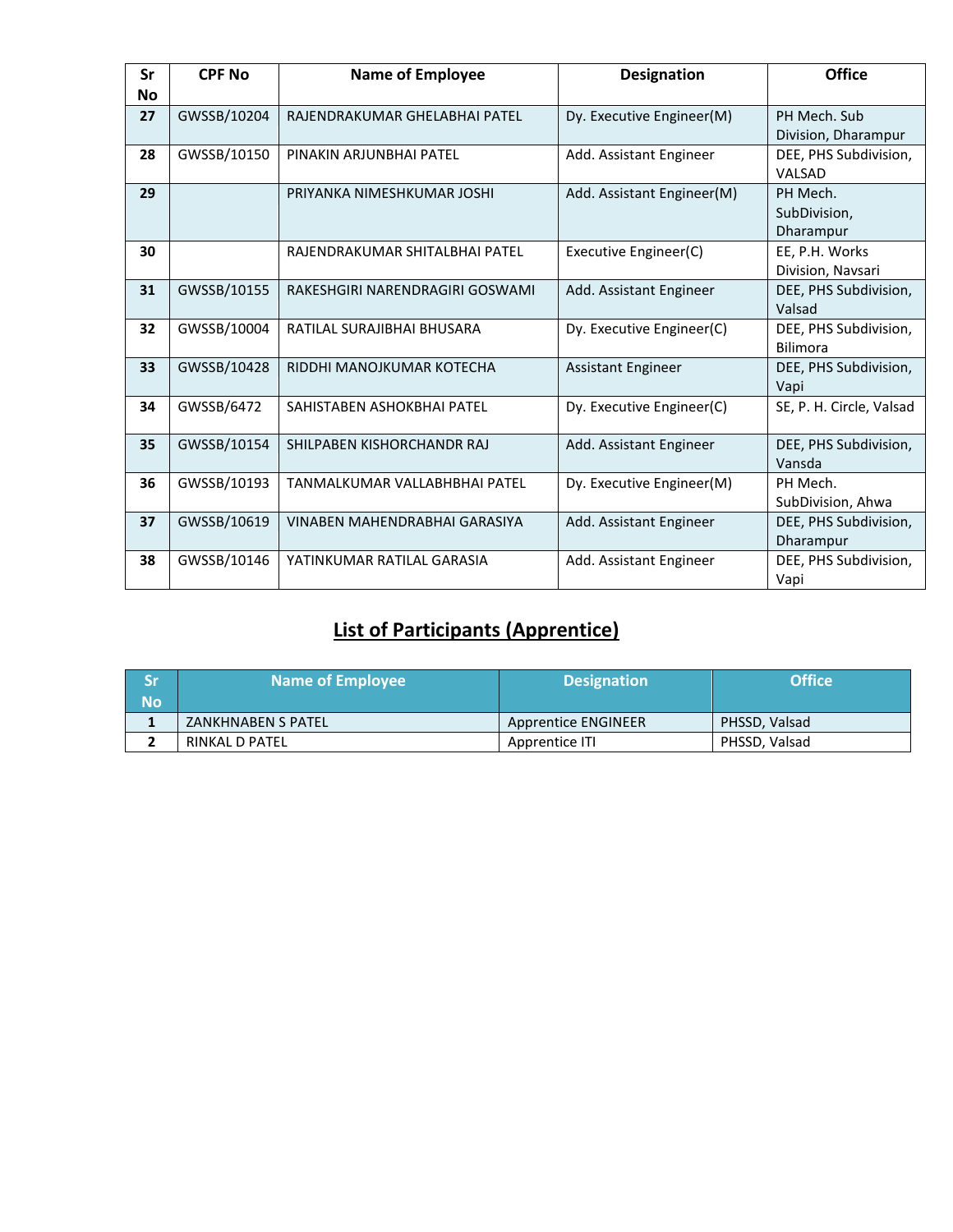| Sr No | CPF No | Name of Employee | Designation | Office |
|---|---|---|---|---|
| 27 | GWSSB/10204 | RAJENDRAKUMAR GHELABHAI PATEL | Dy. Executive Engineer(M) | PH Mech. Sub Division, Dharampur |
| 28 | GWSSB/10150 | PINAKIN ARJUNBHAI PATEL | Add. Assistant Engineer | DEE, PHS Subdivision, VALSAD |
| 29 | | PRIYANKA NIMESHKUMAR JOSHI | Add. Assistant Engineer(M) | PH Mech. SubDivision, Dharampur |
| 30 | | RAJENDRAKUMAR SHITALBHAI PATEL | Executive Engineer(C) | EE, P.H. Works Division, Navsari |
| 31 | GWSSB/10155 | RAKESHGIRI NARENDRAGIRI GOSWAMI | Add. Assistant Engineer | DEE, PHS Subdivision, Valsad |
| 32 | GWSSB/10004 | RATILAL SURAJIBHAI BHUSARA | Dy. Executive Engineer(C) | DEE, PHS Subdivision, Bilimora |
| 33 | GWSSB/10428 | RIDDHI MANOJKUMAR KOTECHA | Assistant Engineer | DEE, PHS Subdivision, Vapi |
| 34 | GWSSB/6472 | SAHISTABEN ASHOKBHAI PATEL | Dy. Executive Engineer(C) | SE, P. H. Circle, Valsad |
| 35 | GWSSB/10154 | SHILPABEN KISHORCHANDR RAJ | Add. Assistant Engineer | DEE, PHS Subdivision, Vansda |
| 36 | GWSSB/10193 | TANMALKUMAR VALLABHBHAI PATEL | Dy. Executive Engineer(M) | PH Mech. SubDivision, Ahwa |
| 37 | GWSSB/10619 | VINABEN MAHENDRABHAI GARASIYA | Add. Assistant Engineer | DEE, PHS Subdivision, Dharampur |
| 38 | GWSSB/10146 | YATINKUMAR RATILAL GARASIA | Add. Assistant Engineer | DEE, PHS Subdivision, Vapi |

## List of Participants (Apprentice)

| Sr No | Name of Employee | Designation | Office |
|---|---|---|---|
| 1 | ZANKHNABEN S PATEL | Apprentice ENGINEER | PHSSD, Valsad |
| 2 | RINKAL D PATEL | Apprentice ITI | PHSSD, Valsad |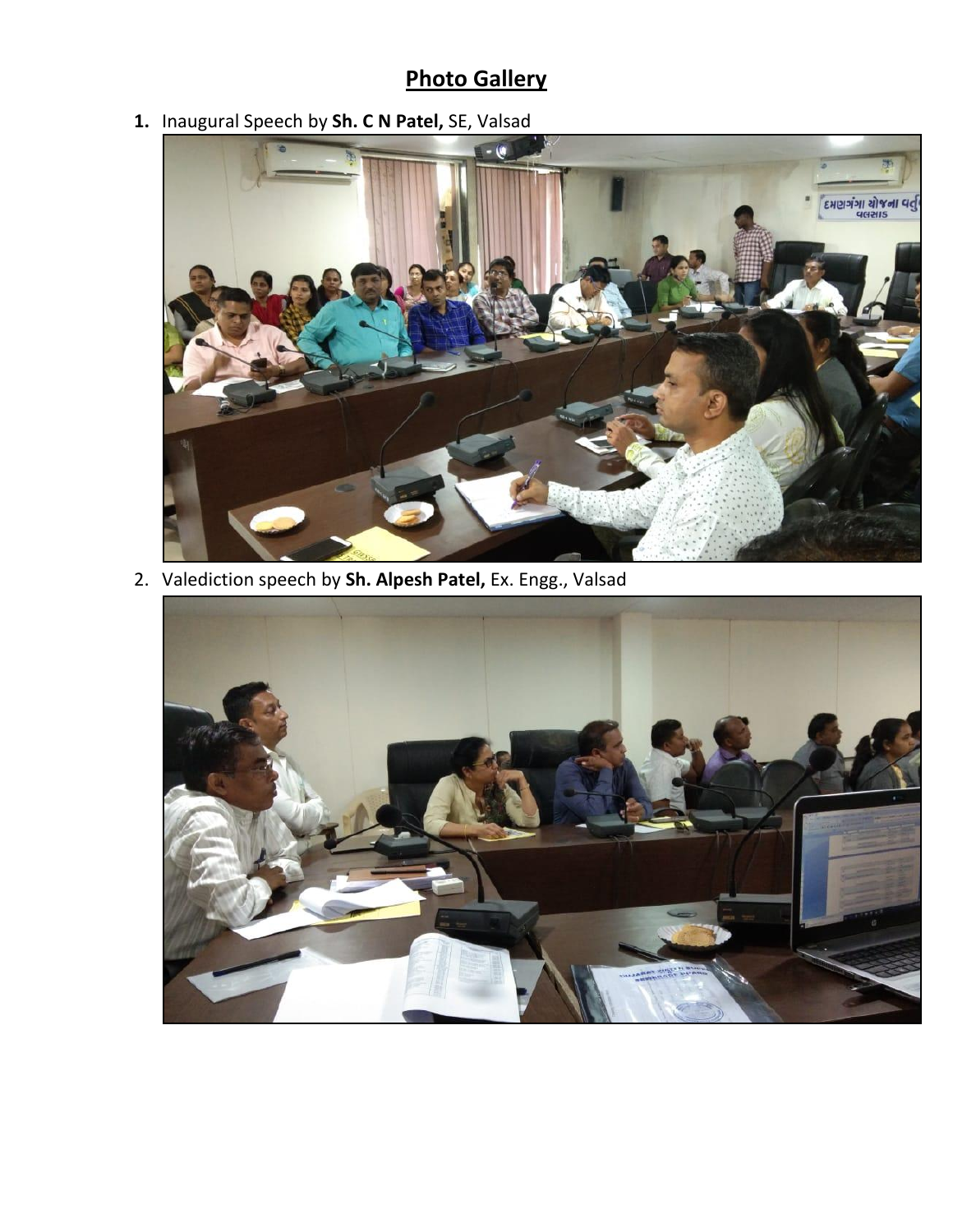# Photo Gallery

1. Inaugural Speech by **Sh. C N Patel,** SE, Valsad

2. Valediction speech by **Sh. Alpesh Patel,** Ex. Engg., Valsad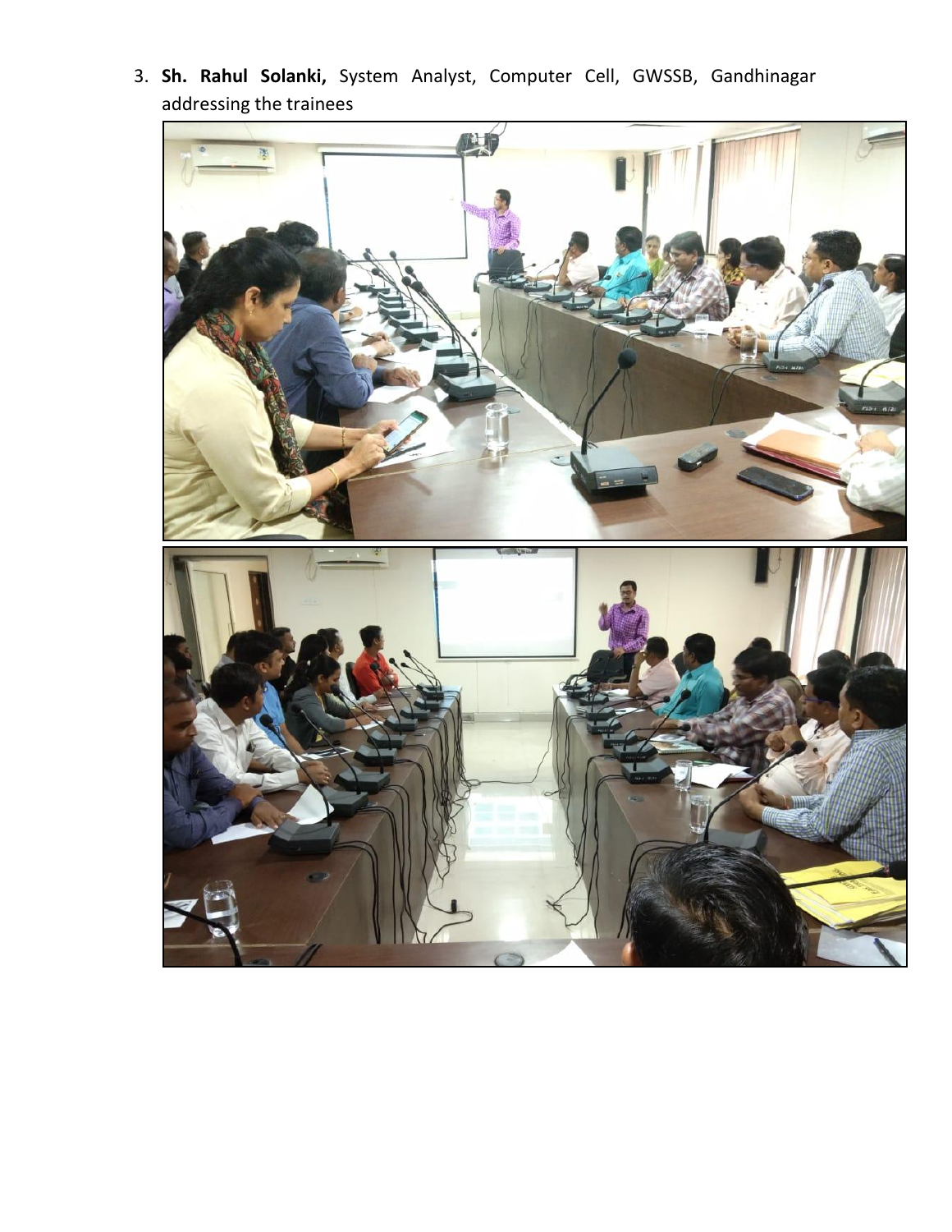3. **Sh. Rahul Solanki,** System Analyst, Computer Cell, GWSSB, Gandhinagar addressing the trainees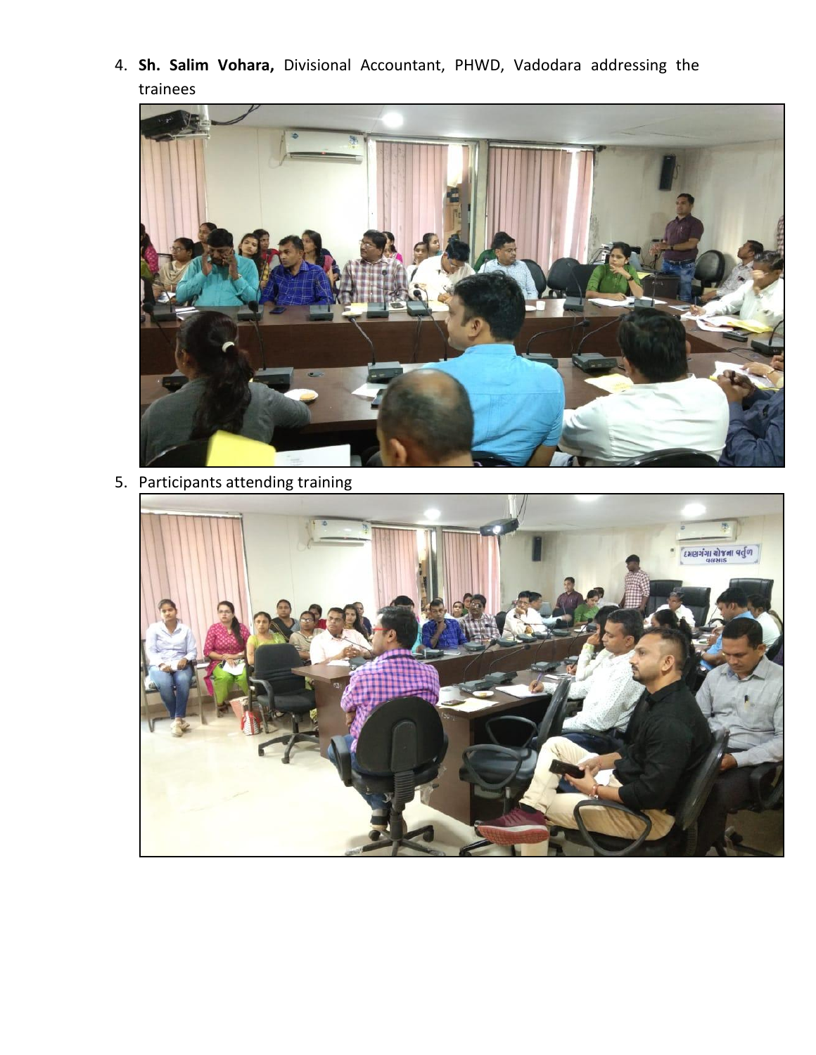4. **Sh. Salim Vohara,** Divisional Accountant, PHWD, Vadodara addressing the trainees

5. Participants attending training